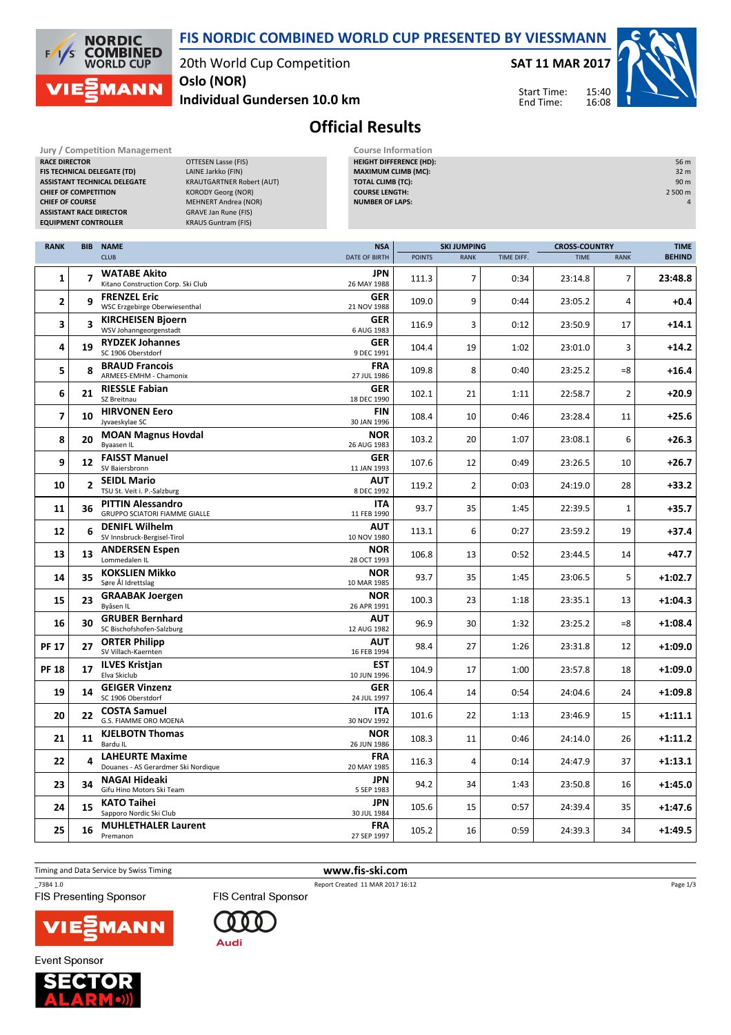# FIS NORDIC COMBINED WORLD CUP PRESENTED BY VIESSMANN

20th World Cup Competition
Oslo (NOR)
Individual Gundersen 10.0 km

SAT 11 MAR 2017

Start Time: 15:40
End Time: 16:08

## Official Results

**Jury / Competition Management**

| | |
|---|---|
| RACE DIRECTOR | OTTESEN Lasse (FIS) |
| FIS TECHNICAL DELEGATE (TD) | LAINE Jarkko (FIN) |
| ASSISTANT TECHNICAL DELEGATE | KRAUTGARTNER Robert (AUT) |
| CHIEF OF COMPETITION | KORODY Georg (NOR) |
| CHIEF OF COURSE | MEHNERT Andrea (NOR) |
| ASSISTANT RACE DIRECTOR | GRAVE Jan Rune (FIS) |
| EQUIPMENT CONTROLLER | KRAUS Guntram (FIS) |

**Course Information**

| | |
|---|---|
| HEIGHT DIFFERENCE (HD): | 56 m |
| MAXIMUM CLIMB (MC): | 32 m |
| TOTAL CLIMB (TC): | 90 m |
| COURSE LENGTH: | 2 500 m |
| NUMBER OF LAPS: | 4 |

| RANK | BIB | NAME / CLUB | NSA / DATE OF BIRTH | SKI JUMPING POINTS | SKI JUMPING RANK | SKI JUMPING TIME DIFF. | CROSS-COUNTRY TIME | CROSS-COUNTRY RANK | TIME BEHIND |
|---|---|---|---|---|---|---|---|---|---|
| 1 | 7 | **WATABE Akito** Kitano Construction Corp. Ski Club | JPN 26 MAY 1988 | 111.3 | 7 | 0:34 | 23:14.8 | 7 | 23:48.8 |
| 2 | 9 | **FRENZEL Eric** WSC Erzgebirge Oberwiesenthal | GER 21 NOV 1988 | 109.0 | 9 | 0:44 | 23:05.2 | 4 | +0.4 |
| 3 | 3 | **KIRCHEISEN Bjoern** WSV Johanngeorgenstadt | GER 6 AUG 1983 | 116.9 | 3 | 0:12 | 23:50.9 | 17 | +14.1 |
| 4 | 19 | **RYDZEK Johannes** SC 1906 Oberstdorf | GER 9 DEC 1991 | 104.4 | 19 | 1:02 | 23:01.0 | 3 | +14.2 |
| 5 | 8 | **BRAUD Francois** ARMEES-EMHM - Chamonix | FRA 27 JUL 1986 | 109.8 | 8 | 0:40 | 23:25.2 | =8 | +16.4 |
| 6 | 21 | **RIESSLE Fabian** SZ Breitnau | GER 18 DEC 1990 | 102.1 | 21 | 1:11 | 22:58.7 | 2 | +20.9 |
| 7 | 10 | **HIRVONEN Eero** Jyvaeskylae SC | FIN 30 JAN 1996 | 108.4 | 10 | 0:46 | 23:28.4 | 11 | +25.6 |
| 8 | 20 | **MOAN Magnus Hovdal** Byaasen IL | NOR 26 AUG 1983 | 103.2 | 20 | 1:07 | 23:08.1 | 6 | +26.3 |
| 9 | 12 | **FAISST Manuel** SV Baiersbronn | GER 11 JAN 1993 | 107.6 | 12 | 0:49 | 23:26.5 | 10 | +26.7 |
| 10 | 2 | **SEIDL Mario** TSU St. Veit i. P.-Salzburg | AUT 8 DEC 1992 | 119.2 | 2 | 0:03 | 24:19.0 | 28 | +33.2 |
| 11 | 36 | **PITTIN Alessandro** GRUPPO SCIATORI FIAMME GIALLE | ITA 11 FEB 1990 | 93.7 | 35 | 1:45 | 22:39.5 | 1 | +35.7 |
| 12 | 6 | **DENIFL Wilhelm** SV Innsbruck-Bergisel-Tirol | AUT 10 NOV 1980 | 113.1 | 6 | 0:27 | 23:59.2 | 19 | +37.4 |
| 13 | 13 | **ANDERSEN Espen** Lommedalen IL | NOR 28 OCT 1993 | 106.8 | 13 | 0:52 | 23:44.5 | 14 | +47.7 |
| 14 | 35 | **KOKSLIEN Mikko** Søre Ål Idrettslag | NOR 10 MAR 1985 | 93.7 | 35 | 1:45 | 23:06.5 | 5 | +1:02.7 |
| 15 | 23 | **GRAABAK Joergen** Byåsen IL | NOR 26 APR 1991 | 100.3 | 23 | 1:18 | 23:35.1 | 13 | +1:04.3 |
| 16 | 30 | **GRUBER Bernhard** SC Bischofshofen-Salzburg | AUT 12 AUG 1982 | 96.9 | 30 | 1:32 | 23:25.2 | =8 | +1:08.4 |
| PF 17 | 27 | **ORTER Philipp** SV Villach-Kaernten | AUT 16 FEB 1994 | 98.4 | 27 | 1:26 | 23:31.8 | 12 | +1:09.0 |
| PF 18 | 17 | **ILVES Kristjan** Elva Skiclub | EST 10 JUN 1996 | 104.9 | 17 | 1:00 | 23:57.8 | 18 | +1:09.0 |
| 19 | 14 | **GEIGER Vinzenz** SC 1906 Oberstdorf | GER 24 JUL 1997 | 106.4 | 14 | 0:54 | 24:04.6 | 24 | +1:09.8 |
| 20 | 22 | **COSTA Samuel** G.S. FIAMME ORO MOENA | ITA 30 NOV 1992 | 101.6 | 22 | 1:13 | 23:46.9 | 15 | +1:11.1 |
| 21 | 11 | **KJELBOTN Thomas** Bardu IL | NOR 26 JUN 1986 | 108.3 | 11 | 0:46 | 24:14.0 | 26 | +1:11.2 |
| 22 | 4 | **LAHEURTE Maxime** Douanes - AS Gerardmer Ski Nordique | FRA 20 MAY 1985 | 116.3 | 4 | 0:14 | 24:47.9 | 37 | +1:13.1 |
| 23 | 34 | **NAGAI Hideaki** Gifu Hino Motors Ski Team | JPN 5 SEP 1983 | 94.2 | 34 | 1:43 | 23:50.8 | 16 | +1:45.0 |
| 24 | 15 | **KATO Taihei** Sapporo Nordic Ski Club | JPN 30 JUL 1984 | 105.6 | 15 | 0:57 | 24:39.4 | 35 | +1:47.6 |
| 25 | 16 | **MUHLETHALER Laurent** Premanon | FRA 27 SEP 1997 | 105.2 | 16 | 0:59 | 24:39.3 | 34 | +1:49.5 |

Timing and Data Service by Swiss Timing
www.fis-ski.com
_73B4 1.0
Report Created 11 MAR 2017 16:12

FIS Presenting Sponsor: VIESSMANN
FIS Central Sponsor: Audi
Event Sponsor: SECTOR ALARM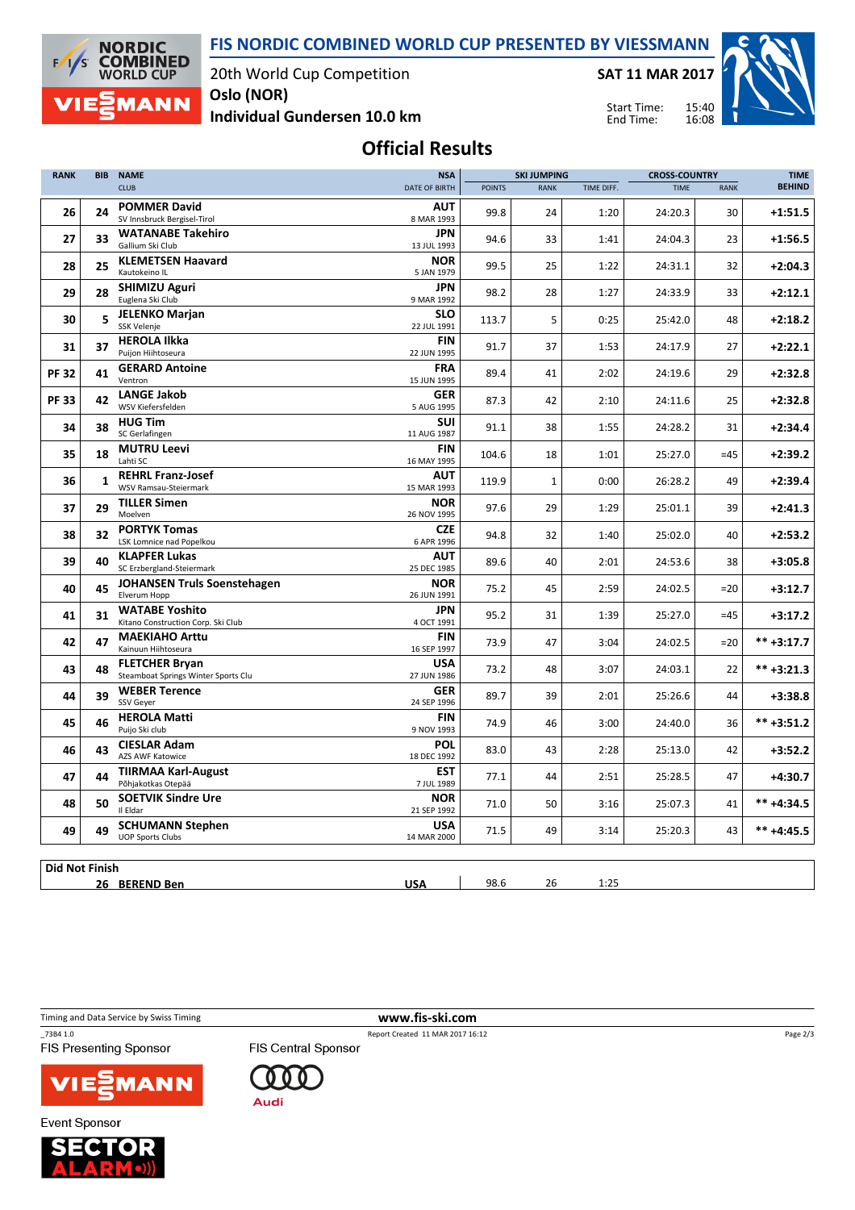# FIS NORDIC COMBINED WORLD CUP PRESENTED BY VIESSMANN

20th World Cup Competition
**Oslo (NOR)**
**Individual Gundersen 10.0 km**

**SAT 11 MAR 2017**

Start Time: 15:40
End Time: 16:08

## Official Results

| RANK | BIB | NAME / CLUB | NSA / DATE OF BIRTH | SKI JUMPING POINTS | SKI JUMPING RANK | SKI JUMPING TIME DIFF. | CROSS-COUNTRY TIME | CROSS-COUNTRY RANK | TIME BEHIND |
|---|---|---|---|---|---|---|---|---|---|
| 26 | 24 | **POMMER David** SV Innsbruck Bergisel-Tirol | AUT 8 MAR 1993 | 99.8 | 24 | 1:20 | 24:20.3 | 30 | +1:51.5 |
| 27 | 33 | **WATANABE Takehiro** Gallium Ski Club | JPN 13 JUL 1993 | 94.6 | 33 | 1:41 | 24:04.3 | 23 | +1:56.5 |
| 28 | 25 | **KLEMETSEN Haavard** Kautokeino IL | NOR 5 JAN 1979 | 99.5 | 25 | 1:22 | 24:31.1 | 32 | +2:04.3 |
| 29 | 28 | **SHIMIZU Aguri** Euglena Ski Club | JPN 9 MAR 1992 | 98.2 | 28 | 1:27 | 24:33.9 | 33 | +2:12.1 |
| 30 | 5 | **JELENKO Marjan** SSK Velenje | SLO 22 JUL 1991 | 113.7 | 5 | 0:25 | 25:42.0 | 48 | +2:18.2 |
| 31 | 37 | **HEROLA Ilkka** Puijon Hiihtoseura | FIN 22 JUN 1995 | 91.7 | 37 | 1:53 | 24:17.9 | 27 | +2:22.1 |
| PF 32 | 41 | **GERARD Antoine** Ventron | FRA 15 JUN 1995 | 89.4 | 41 | 2:02 | 24:19.6 | 29 | +2:32.8 |
| PF 33 | 42 | **LANGE Jakob** WSV Kiefersfelden | GER 5 AUG 1995 | 87.3 | 42 | 2:10 | 24:11.6 | 25 | +2:32.8 |
| 34 | 38 | **HUG Tim** SC Gerlafingen | SUI 11 AUG 1987 | 91.1 | 38 | 1:55 | 24:28.2 | 31 | +2:34.4 |
| 35 | 18 | **MUTRU Leevi** Lahti SC | FIN 16 MAY 1995 | 104.6 | 18 | 1:01 | 25:27.0 | =45 | +2:39.2 |
| 36 | 1 | **REHRL Franz-Josef** WSV Ramsau-Steiermark | AUT 15 MAR 1993 | 119.9 | 1 | 0:00 | 26:28.2 | 49 | +2:39.4 |
| 37 | 29 | **TILLER Simen** Moelven | NOR 26 NOV 1995 | 97.6 | 29 | 1:29 | 25:01.1 | 39 | +2:41.3 |
| 38 | 32 | **PORTYK Tomas** LSK Lomnice nad Popelkou | CZE 6 APR 1996 | 94.8 | 32 | 1:40 | 25:02.0 | 40 | +2:53.2 |
| 39 | 40 | **KLAPFER Lukas** SC Erzbergland-Steiermark | AUT 25 DEC 1985 | 89.6 | 40 | 2:01 | 24:53.6 | 38 | +3:05.8 |
| 40 | 45 | **JOHANSEN Truls Soenstehagen** Elverum Hopp | NOR 26 JUN 1991 | 75.2 | 45 | 2:59 | 24:02.5 | =20 | +3:12.7 |
| 41 | 31 | **WATABE Yoshito** Kitano Construction Corp. Ski Club | JPN 4 OCT 1991 | 95.2 | 31 | 1:39 | 25:27.0 | =45 | +3:17.2 |
| 42 | 47 | **MAEKIAHO Arttu** Kainuun Hiihtoseura | FIN 16 SEP 1997 | 73.9 | 47 | 3:04 | 24:02.5 | =20 | ** +3:17.7 |
| 43 | 48 | **FLETCHER Bryan** Steamboat Springs Winter Sports Clu | USA 27 JUN 1986 | 73.2 | 48 | 3:07 | 24:03.1 | 22 | ** +3:21.3 |
| 44 | 39 | **WEBER Terence** SSV Geyer | GER 24 SEP 1996 | 89.7 | 39 | 2:01 | 25:26.6 | 44 | +3:38.8 |
| 45 | 46 | **HEROLA Matti** Puijo Ski club | FIN 9 NOV 1993 | 74.9 | 46 | 3:00 | 24:40.0 | 36 | ** +3:51.2 |
| 46 | 43 | **CIESLAR Adam** AZS AWF Katowice | POL 18 DEC 1992 | 83.0 | 43 | 2:28 | 25:13.0 | 42 | +3:52.2 |
| 47 | 44 | **TIIRMAA Karl-August** Põhjakotkas Otepää | EST 7 JUL 1989 | 77.1 | 44 | 2:51 | 25:28.5 | 47 | +4:30.7 |
| 48 | 50 | **SOETVIK Sindre Ure** Il Eldar | NOR 21 SEP 1992 | 71.0 | 50 | 3:16 | 25:07.3 | 41 | ** +4:34.5 |
| 49 | 49 | **SCHUMANN Stephen** UOP Sports Clubs | USA 14 MAR 2000 | 71.5 | 49 | 3:14 | 25:20.3 | 43 | ** +4:45.5 |

### Did Not Finish

| BIB | NAME | NSA | POINTS | RANK | TIME DIFF. |
|---|---|---|---|---|---|
| 26 | **BEREND Ben** | USA | 98.6 | 26 | 1:25 |

Timing and Data Service by Swiss Timing
www.fis-ski.com
_73B4 1.0
Report Created 11 MAR 2017 16:12

FIS Presenting Sponsor: VIESSMANN
FIS Central Sponsor: Audi
Event Sponsor: SECTOR ALARM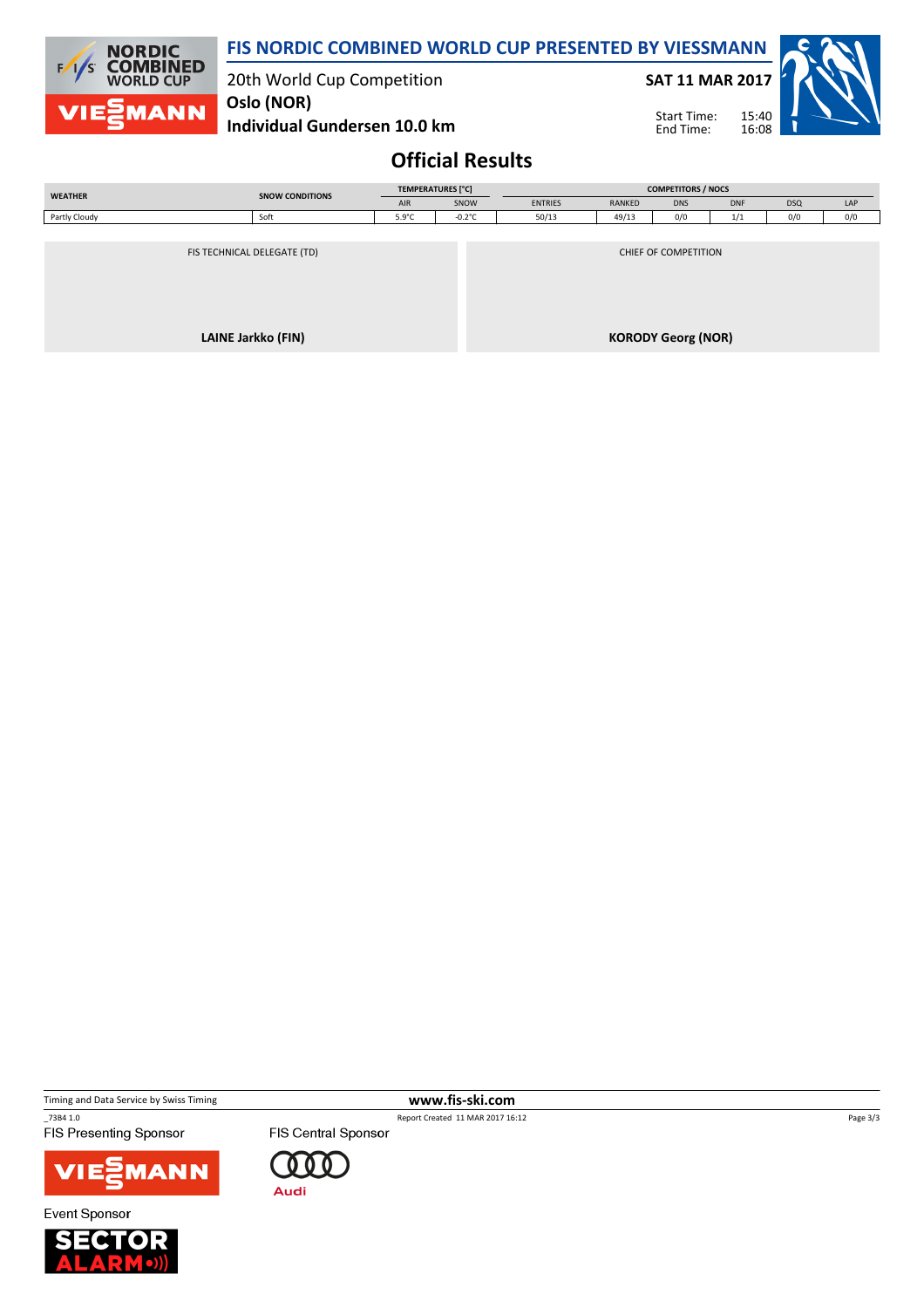# FIS NORDIC COMBINED WORLD CUP PRESENTED BY VIESSMANN

20th World Cup Competition

**Oslo (NOR)**

**Individual Gundersen 10.0 km**

**SAT 11 MAR 2017**

Start Time: 15:40
End Time: 16:08

## Official Results

| WEATHER | SNOW CONDITIONS | TEMPERATURES [°C] | | COMPETITORS / NOCS | | | | | |
|---|---|---|---|---|---|---|---|---|---|
| | | AIR | SNOW | ENTRIES | RANKED | DNS | DNF | DSQ | LAP |
| Partly Cloudy | Soft | 5.9°C | -0.2°C | 50/13 | 49/13 | 0/0 | 1/1 | 0/0 | 0/0 |

| FIS TECHNICAL DELEGATE (TD) | CHIEF OF COMPETITION |
|---|---|
| **LAINE Jarkko (FIN)** | **KORODY Georg (NOR)** |

Timing and Data Service by Swiss Timing

www.fis-ski.com

_73B4 1.0

Report Created 11 MAR 2017 16:12

FIS Presenting Sponsor

FIS Central Sponsor

Event Sponsor